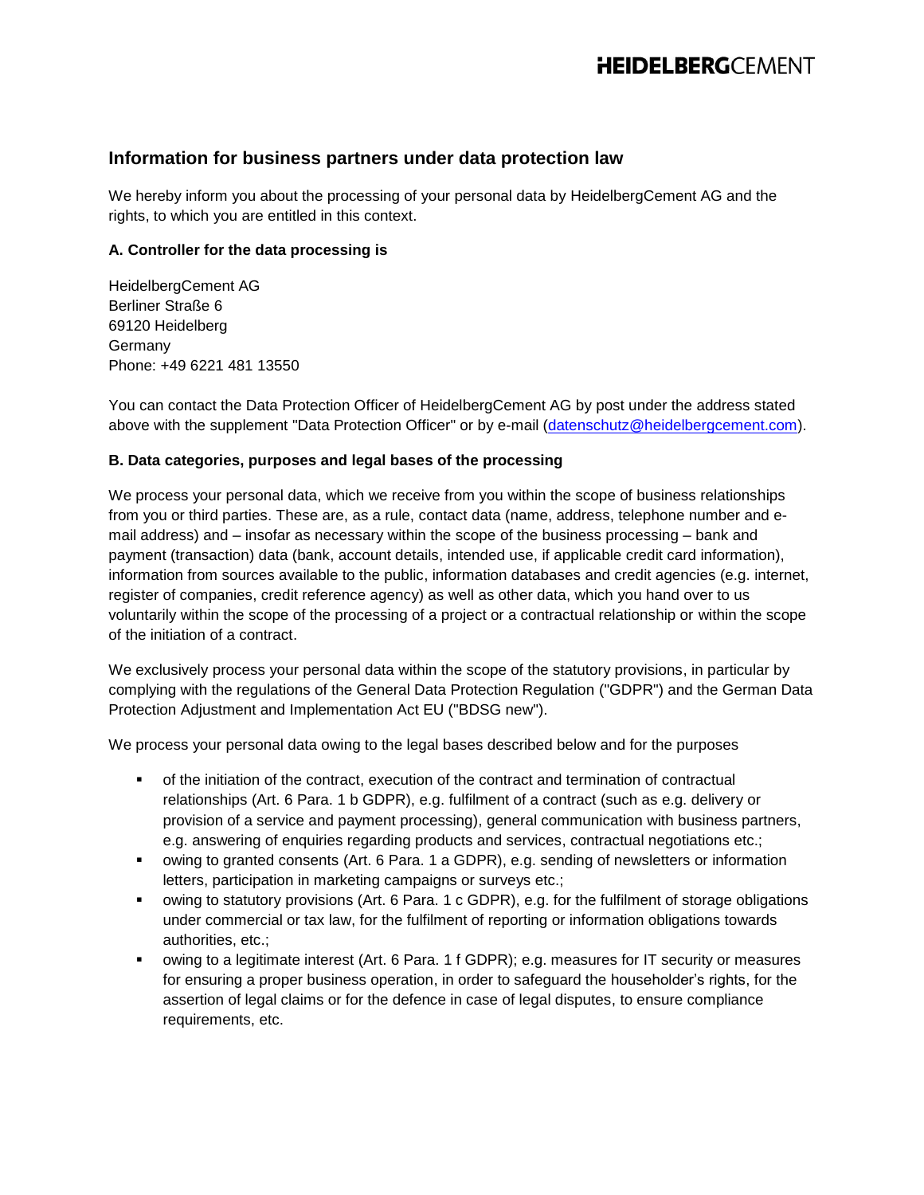## Information for business partners under data protection law

We hereby inform you about the processing of your personal data by HeidelbergCement AG and the rights, to which you are entitled in this context.

**A. Controller for the data processing is**

HeidelbergCement AG
Berliner Straße 6
69120 Heidelberg
Germany
Phone: +49 6221 481 13550

You can contact the Data Protection Officer of HeidelbergCement AG by post under the address stated above with the supplement "Data Protection Officer" or by e-mail (datenschutz@heidelbergcement.com).

**B. Data categories, purposes and legal bases of the processing**

We process your personal data, which we receive from you within the scope of business relationships from you or third parties. These are, as a rule, contact data (name, address, telephone number and e-mail address) and – insofar as necessary within the scope of the business processing – bank and payment (transaction) data (bank, account details, intended use, if applicable credit card information), information from sources available to the public, information databases and credit agencies (e.g. internet, register of companies, credit reference agency) as well as other data, which you hand over to us voluntarily within the scope of the processing of a project or a contractual relationship or within the scope of the initiation of a contract.

We exclusively process your personal data within the scope of the statutory provisions, in particular by complying with the regulations of the General Data Protection Regulation ("GDPR") and the German Data Protection Adjustment and Implementation Act EU ("BDSG new").

We process your personal data owing to the legal bases described below and for the purposes

- of the initiation of the contract, execution of the contract and termination of contractual relationships (Art. 6 Para. 1 b GDPR), e.g. fulfilment of a contract (such as e.g. delivery or provision of a service and payment processing), general communication with business partners, e.g. answering of enquiries regarding products and services, contractual negotiations etc.;
- owing to granted consents (Art. 6 Para. 1 a GDPR), e.g. sending of newsletters or information letters, participation in marketing campaigns or surveys etc.;
- owing to statutory provisions (Art. 6 Para. 1 c GDPR), e.g. for the fulfilment of storage obligations under commercial or tax law, for the fulfilment of reporting or information obligations towards authorities, etc.;
- owing to a legitimate interest (Art. 6 Para. 1 f GDPR); e.g. measures for IT security or measures for ensuring a proper business operation, in order to safeguard the householder's rights, for the assertion of legal claims or for the defence in case of legal disputes, to ensure compliance requirements, etc.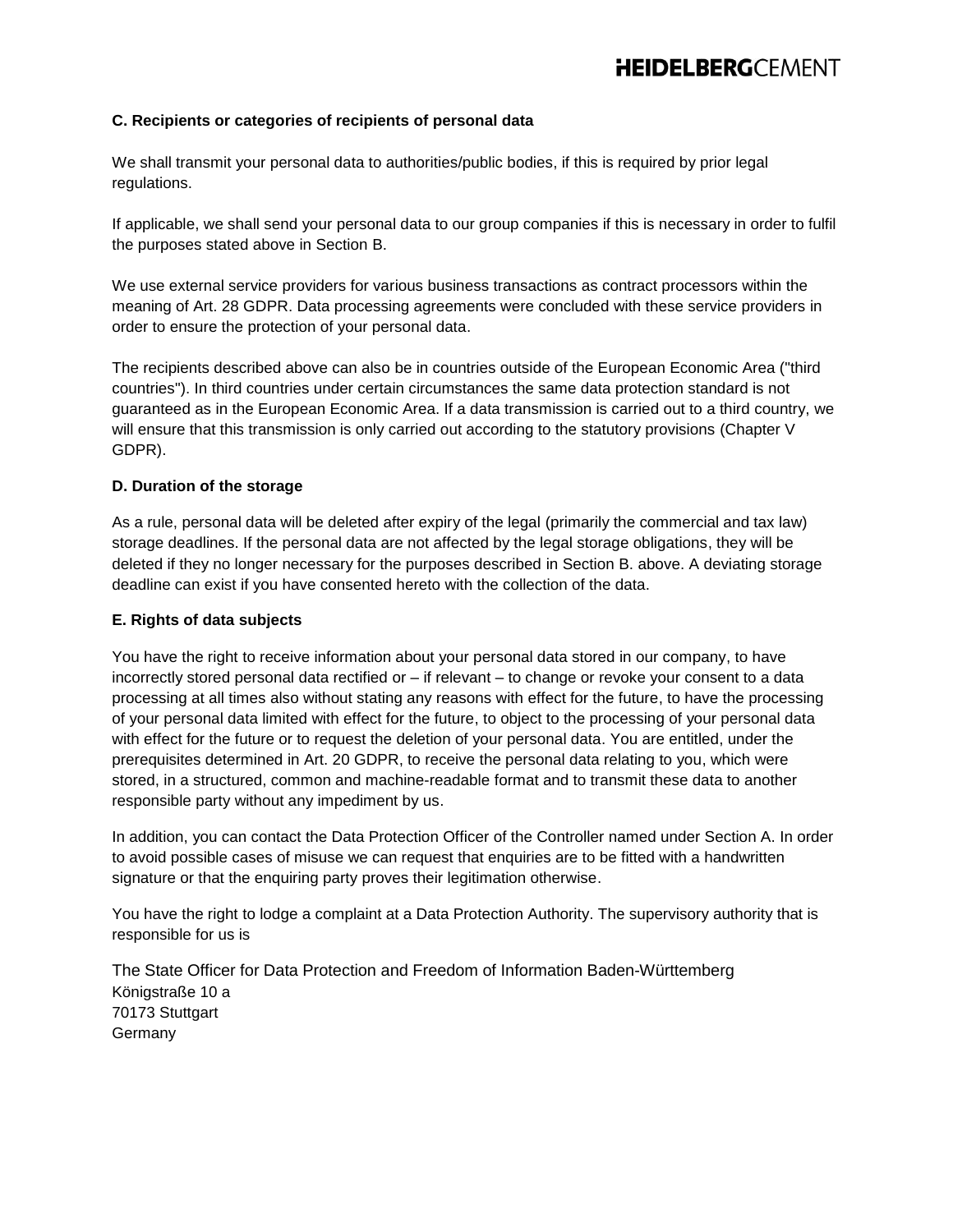### C. Recipients or categories of recipients of personal data

We shall transmit your personal data to authorities/public bodies, if this is required by prior legal regulations.

If applicable, we shall send your personal data to our group companies if this is necessary in order to fulfil the purposes stated above in Section B.

We use external service providers for various business transactions as contract processors within the meaning of Art. 28 GDPR. Data processing agreements were concluded with these service providers in order to ensure the protection of your personal data.

The recipients described above can also be in countries outside of the European Economic Area ("third countries"). In third countries under certain circumstances the same data protection standard is not guaranteed as in the European Economic Area. If a data transmission is carried out to a third country, we will ensure that this transmission is only carried out according to the statutory provisions (Chapter V GDPR).

### D. Duration of the storage

As a rule, personal data will be deleted after expiry of the legal (primarily the commercial and tax law) storage deadlines. If the personal data are not affected by the legal storage obligations, they will be deleted if they no longer necessary for the purposes described in Section B. above. A deviating storage deadline can exist if you have consented hereto with the collection of the data.

### E. Rights of data subjects

You have the right to receive information about your personal data stored in our company, to have incorrectly stored personal data rectified or – if relevant – to change or revoke your consent to a data processing at all times also without stating any reasons with effect for the future, to have the processing of your personal data limited with effect for the future, to object to the processing of your personal data with effect for the future or to request the deletion of your personal data. You are entitled, under the prerequisites determined in Art. 20 GDPR, to receive the personal data relating to you, which were stored, in a structured, common and machine-readable format and to transmit these data to another responsible party without any impediment by us.

In addition, you can contact the Data Protection Officer of the Controller named under Section A. In order to avoid possible cases of misuse we can request that enquiries are to be fitted with a handwritten signature or that the enquiring party proves their legitimation otherwise.

You have the right to lodge a complaint at a Data Protection Authority. The supervisory authority that is responsible for us is

The State Officer for Data Protection and Freedom of Information Baden-Württemberg
Königstraße 10 a
70173 Stuttgart
Germany